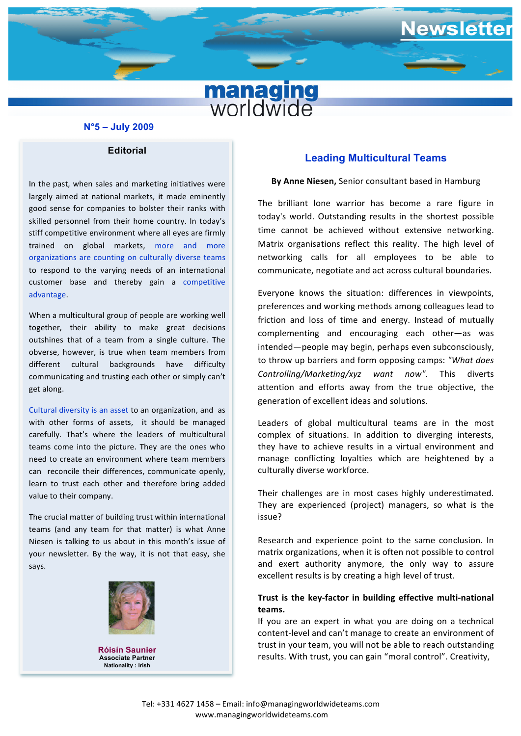# Newsletter

**managing worldwide**

**N°5 – July 2009**

## Editorial

In the past, when sales and marketing initiatives were largely aimed at national markets, it made eminently good sense for companies to bolster their ranks with skilled personnel from their home country. In today's stiff competitive environment where all eyes are firmly trained on global markets, more and more organizations are counting on culturally diverse teams to respond to the varying needs of an international customer base and thereby gain a competitive advantage.

When a multicultural group of people are working well together, their ability to make great decisions outshines that of a team from a single culture. The obverse, however, is true when team members from different cultural backgrounds have difficulty communicating and trusting each other or simply can't get along.

Cultural diversity is an asset to an organization, and as with other forms of assets, it should be managed carefully. That's where the leaders of multicultural teams come into the picture. They are the ones who need to create an environment where team members can reconcile their differences, communicate openly, learn to trust each other and therefore bring added value to their company.

The crucial matter of building trust within international teams (and any team for that matter) is what Anne Niesen is talking to us about in this month's issue of your newsletter. By the way, it is not that easy, she says.

**Róisín Saunier**
**Associate Partner**
**Nationality : Irish**

## Leading Multicultural Teams

**By Anne Niesen,** Senior consultant based in Hamburg

The brilliant lone warrior has become a rare figure in today's world. Outstanding results in the shortest possible time cannot be achieved without extensive networking. Matrix organisations reflect this reality. The high level of networking calls for all employees to be able to communicate, negotiate and act across cultural boundaries.

Everyone knows the situation: differences in viewpoints, preferences and working methods among colleagues lead to friction and loss of time and energy. Instead of mutually complementing and encouraging each other—as was intended—people may begin, perhaps even subconsciously, to throw up barriers and form opposing camps: *"What does Controlling/Marketing/xyz want now".* This diverts attention and efforts away from the true objective, the generation of excellent ideas and solutions.

Leaders of global multicultural teams are in the most complex of situations. In addition to diverging interests, they have to achieve results in a virtual environment and manage conflicting loyalties which are heightened by a culturally diverse workforce.

Their challenges are in most cases highly underestimated. They are experienced (project) managers, so what is the issue?

Research and experience point to the same conclusion. In matrix organizations, when it is often not possible to control and exert authority anymore, the only way to assure excellent results is by creating a high level of trust.

**Trust is the key-factor in building effective multi-national teams.**

If you are an expert in what you are doing on a technical content-level and can't manage to create an environment of trust in your team, you will not be able to reach outstanding results. With trust, you can gain "moral control". Creativity,

Tel: +331 4627 1458 – Email: info@managingworldwideteams.com
www.managingworldwideteams.com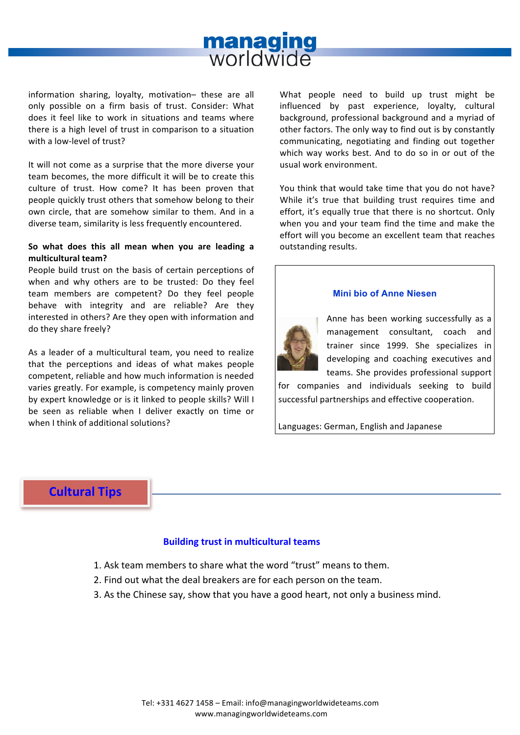information sharing, loyalty, motivation– these are all only possible on a firm basis of trust. Consider: What does it feel like to work in situations and teams where there is a high level of trust in comparison to a situation with a low-level of trust?

It will not come as a surprise that the more diverse your team becomes, the more difficult it will be to create this culture of trust. How come? It has been proven that people quickly trust others that somehow belong to their own circle, that are somehow similar to them. And in a diverse team, similarity is less frequently encountered.

**So what does this all mean when you are leading a multicultural team?**

People build trust on the basis of certain perceptions of when and why others are to be trusted: Do they feel team members are competent? Do they feel people behave with integrity and are reliable? Are they interested in others? Are they open with information and do they share freely?

As a leader of a multicultural team, you need to realize that the perceptions and ideas of what makes people competent, reliable and how much information is needed varies greatly. For example, is competency mainly proven by expert knowledge or is it linked to people skills? Will I be seen as reliable when I deliver exactly on time or when I think of additional solutions?

What people need to build up trust might be influenced by past experience, loyalty, cultural background, professional background and a myriad of other factors. The only way to find out is by constantly communicating, negotiating and finding out together which way works best. And to do so in or out of the usual work environment.

You think that would take time that you do not have? While it's true that building trust requires time and effort, it's equally true that there is no shortcut. Only when you and your team find the time and make the effort will you become an excellent team that reaches outstanding results.

### Mini bio of Anne Niesen

Anne has been working successfully as a management consultant, coach and trainer since 1999. She specializes in developing and coaching executives and teams. She provides professional support for companies and individuals seeking to build successful partnerships and effective cooperation.

Languages: German, English and Japanese

## Cultural Tips

### Building trust in multicultural teams

1. Ask team members to share what the word "trust" means to them.
2. Find out what the deal breakers are for each person on the team.
3. As the Chinese say, show that you have a good heart, not only a business mind.

Tel: +331 4627 1458 – Email: info@managingworldwideteams.com
www.managingworldwideteams.com